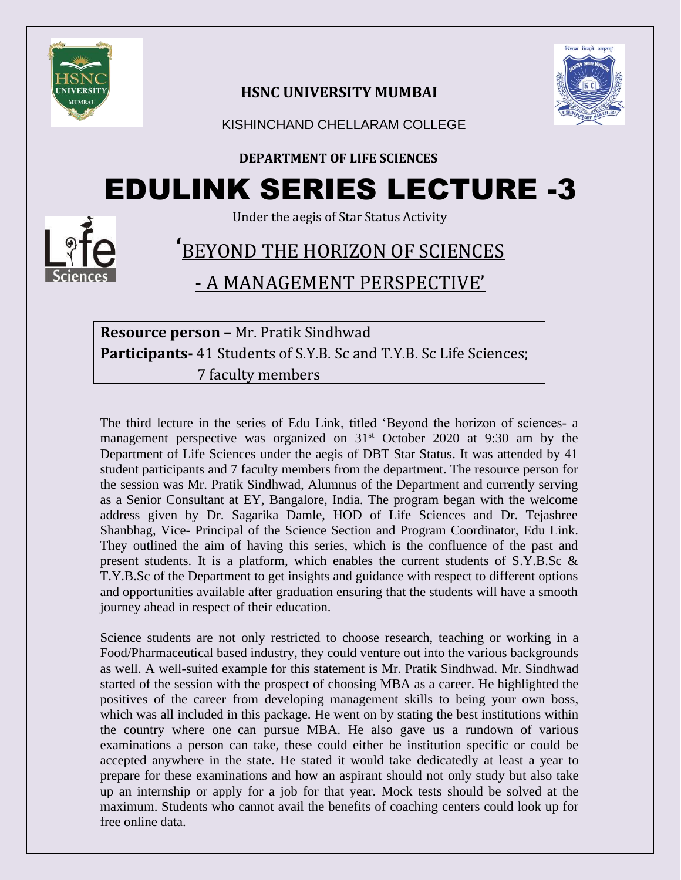**HSNC UNIVERSITY MUMBAI**

KISHINCHAND CHELLARAM COLLEGE

**DEPARTMENT OF LIFE SCIENCES**

# EDULINK SERIES LECTURE -3

Under the aegis of Star Status Activity

## 'BEYOND THE HORIZON OF SCIENCES - A MANAGEMENT PERSPECTIVE'

**Resource person –** Mr. Pratik Sindhwad
**Participants-** 41 Students of S.Y.B. Sc and T.Y.B. Sc Life Sciences; 7 faculty members

The third lecture in the series of Edu Link, titled 'Beyond the horizon of sciences- a management perspective was organized on 31st October 2020 at 9:30 am by the Department of Life Sciences under the aegis of DBT Star Status. It was attended by 41 student participants and 7 faculty members from the department. The resource person for the session was Mr. Pratik Sindhwad, Alumnus of the Department and currently serving as a Senior Consultant at EY, Bangalore, India. The program began with the welcome address given by Dr. Sagarika Damle, HOD of Life Sciences and Dr. Tejashree Shanbhag, Vice- Principal of the Science Section and Program Coordinator, Edu Link. They outlined the aim of having this series, which is the confluence of the past and present students. It is a platform, which enables the current students of S.Y.B.Sc & T.Y.B.Sc of the Department to get insights and guidance with respect to different options and opportunities available after graduation ensuring that the students will have a smooth journey ahead in respect of their education.

Science students are not only restricted to choose research, teaching or working in a Food/Pharmaceutical based industry, they could venture out into the various backgrounds as well. A well-suited example for this statement is Mr. Pratik Sindhwad. Mr. Sindhwad started of the session with the prospect of choosing MBA as a career. He highlighted the positives of the career from developing management skills to being your own boss, which was all included in this package. He went on by stating the best institutions within the country where one can pursue MBA. He also gave us a rundown of various examinations a person can take, these could either be institution specific or could be accepted anywhere in the state. He stated it would take dedicatedly at least a year to prepare for these examinations and how an aspirant should not only study but also take up an internship or apply for a job for that year. Mock tests should be solved at the maximum. Students who cannot avail the benefits of coaching centers could look up for free online data.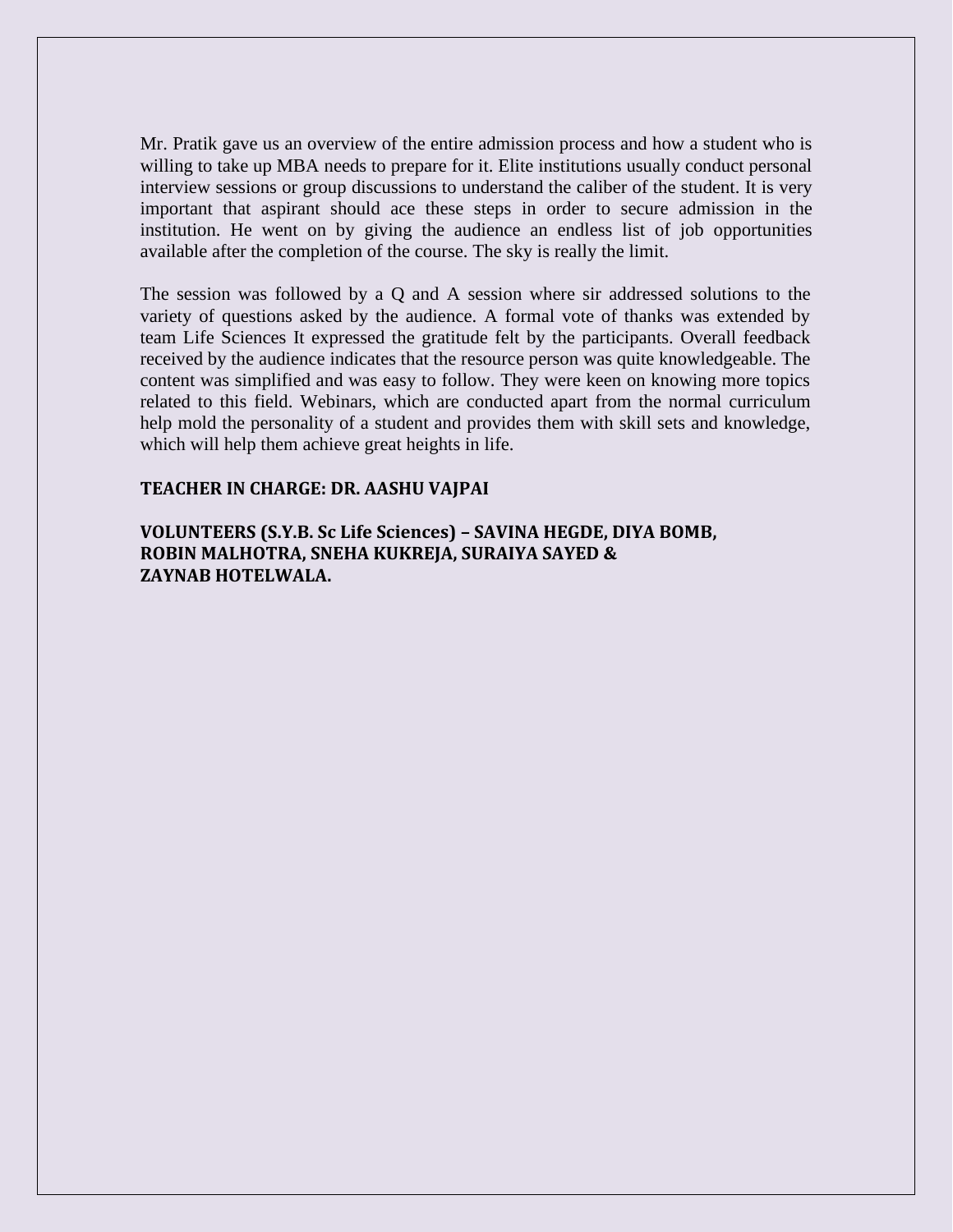Mr. Pratik gave us an overview of the entire admission process and how a student who is willing to take up MBA needs to prepare for it. Elite institutions usually conduct personal interview sessions or group discussions to understand the caliber of the student. It is very important that aspirant should ace these steps in order to secure admission in the institution. He went on by giving the audience an endless list of job opportunities available after the completion of the course. The sky is really the limit.

The session was followed by a Q and A session where sir addressed solutions to the variety of questions asked by the audience. A formal vote of thanks was extended by team Life Sciences It expressed the gratitude felt by the participants. Overall feedback received by the audience indicates that the resource person was quite knowledgeable. The content was simplified and was easy to follow. They were keen on knowing more topics related to this field. Webinars, which are conducted apart from the normal curriculum help mold the personality of a student and provides them with skill sets and knowledge, which will help them achieve great heights in life.

**TEACHER IN CHARGE: DR. AASHU VAJPAI**

**VOLUNTEERS (S.Y.B. Sc Life Sciences) – SAVINA HEGDE, DIYA BOMB, ROBIN MALHOTRA, SNEHA KUKREJA, SURAIYA SAYED & ZAYNAB HOTELWALA.**